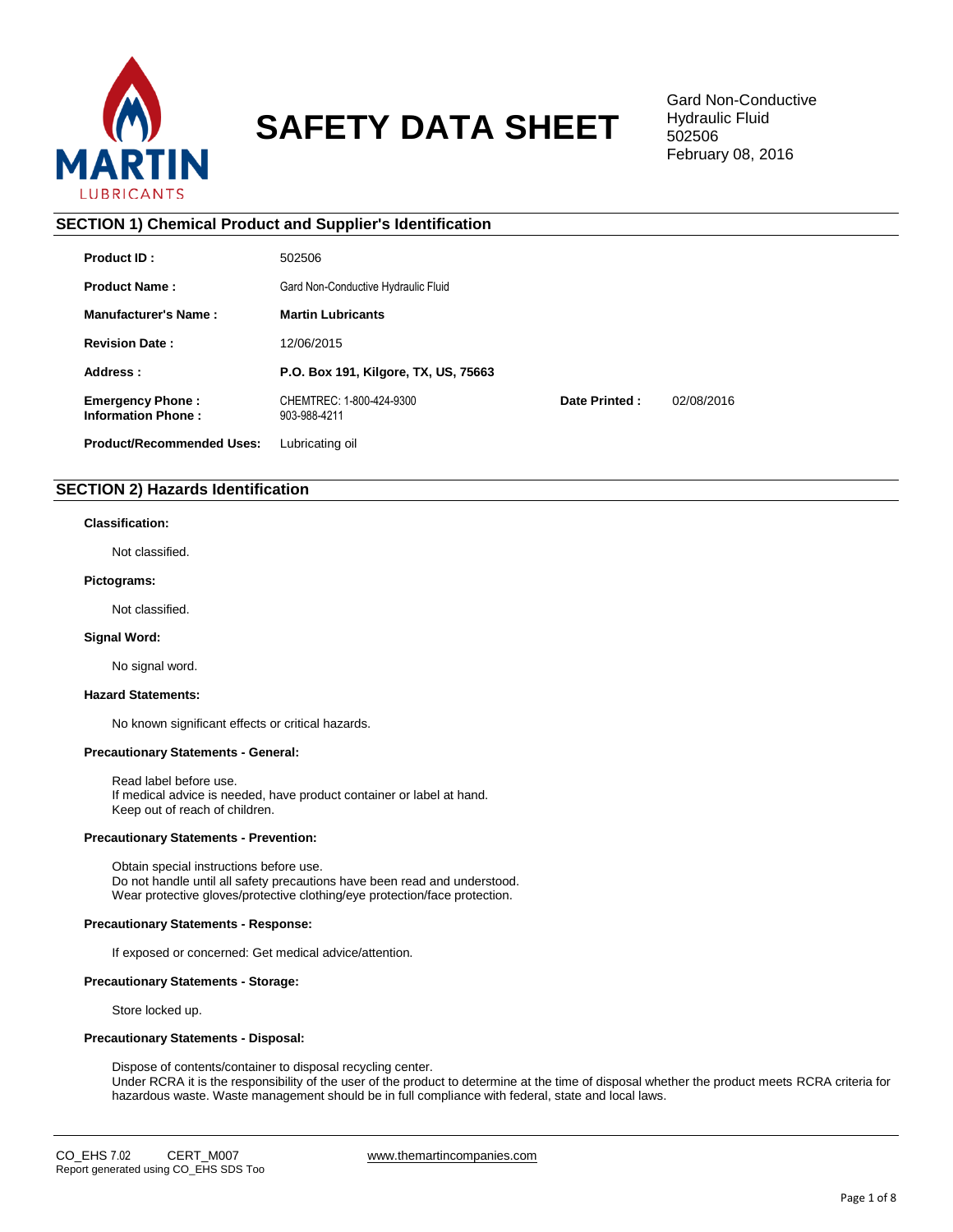# SAFETY DATA SHEET

Gard Non-Conductive Hydraulic Fluid
502506
February 08, 2016

## SECTION 1) Chemical Product and Supplier's Identification

| | | | |
|---|---|---|---|
| **Product ID :** | 502506 | | |
| **Product Name :** | Gard Non-Conductive Hydraulic Fluid | | |
| **Manufacturer's Name :** | **Martin Lubricants** | | |
| **Revision Date :** | 12/06/2015 | | |
| **Address :** | **P.O. Box 191, Kilgore, TX, US, 75663** | | |
| **Emergency Phone :** **Information Phone :** | CHEMTREC: 1-800-424-9300 903-988-4211 | **Date Printed :** | 02/08/2016 |
| **Product/Recommended Uses:** | Lubricating oil | | |

## SECTION 2) Hazards Identification

**Classification:**

Not classified.

**Pictograms:**

Not classified.

**Signal Word:**

No signal word.

**Hazard Statements:**

No known significant effects or critical hazards.

**Precautionary Statements - General:**

Read label before use.
If medical advice is needed, have product container or label at hand.
Keep out of reach of children.

**Precautionary Statements - Prevention:**

Obtain special instructions before use.
Do not handle until all safety precautions have been read and understood.
Wear protective gloves/protective clothing/eye protection/face protection.

**Precautionary Statements - Response:**

If exposed or concerned: Get medical advice/attention.

**Precautionary Statements - Storage:**

Store locked up.

**Precautionary Statements - Disposal:**

Dispose of contents/container to disposal recycling center.
Under RCRA it is the responsibility of the user of the product to determine at the time of disposal whether the product meets RCRA criteria for hazardous waste. Waste management should be in full compliance with federal, state and local laws.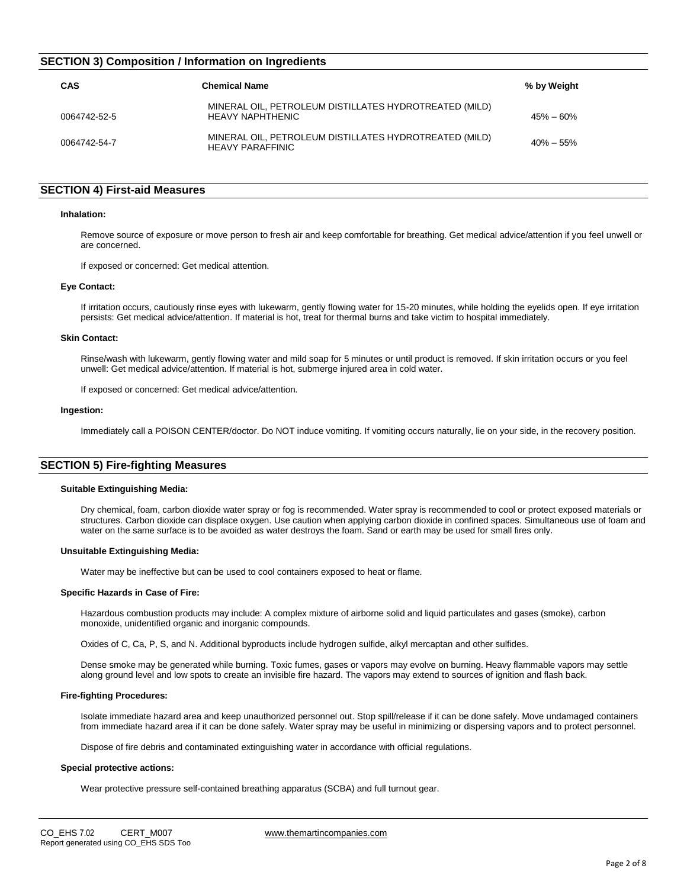## SECTION 3) Composition / Information on Ingredients

| CAS | Chemical Name | % by Weight |
| --- | --- | --- |
| 0064742-52-5 | MINERAL OIL, PETROLEUM DISTILLATES HYDROTREATED (MILD) HEAVY NAPHTHENIC | 45% – 60% |
| 0064742-54-7 | MINERAL OIL, PETROLEUM DISTILLATES HYDROTREATED (MILD) HEAVY PARAFFINIC | 40% – 55% |

## SECTION 4) First-aid Measures

**Inhalation:**

Remove source of exposure or move person to fresh air and keep comfortable for breathing. Get medical advice/attention if you feel unwell or are concerned.

If exposed or concerned: Get medical attention.

**Eye Contact:**

If irritation occurs, cautiously rinse eyes with lukewarm, gently flowing water for 15-20 minutes, while holding the eyelids open. If eye irritation persists: Get medical advice/attention. If material is hot, treat for thermal burns and take victim to hospital immediately.

**Skin Contact:**

Rinse/wash with lukewarm, gently flowing water and mild soap for 5 minutes or until product is removed. If skin irritation occurs or you feel unwell: Get medical advice/attention. If material is hot, submerge injured area in cold water.

If exposed or concerned: Get medical advice/attention.

**Ingestion:**

Immediately call a POISON CENTER/doctor. Do NOT induce vomiting. If vomiting occurs naturally, lie on your side, in the recovery position.

## SECTION 5) Fire-fighting Measures

**Suitable Extinguishing Media:**

Dry chemical, foam, carbon dioxide water spray or fog is recommended. Water spray is recommended to cool or protect exposed materials or structures. Carbon dioxide can displace oxygen. Use caution when applying carbon dioxide in confined spaces. Simultaneous use of foam and water on the same surface is to be avoided as water destroys the foam. Sand or earth may be used for small fires only.

**Unsuitable Extinguishing Media:**

Water may be ineffective but can be used to cool containers exposed to heat or flame.

**Specific Hazards in Case of Fire:**

Hazardous combustion products may include: A complex mixture of airborne solid and liquid particulates and gases (smoke), carbon monoxide, unidentified organic and inorganic compounds.

Oxides of C, Ca, P, S, and N. Additional byproducts include hydrogen sulfide, alkyl mercaptan and other sulfides.

Dense smoke may be generated while burning. Toxic fumes, gases or vapors may evolve on burning. Heavy flammable vapors may settle along ground level and low spots to create an invisible fire hazard. The vapors may extend to sources of ignition and flash back.

**Fire-fighting Procedures:**

Isolate immediate hazard area and keep unauthorized personnel out. Stop spill/release if it can be done safely. Move undamaged containers from immediate hazard area if it can be done safely. Water spray may be useful in minimizing or dispersing vapors and to protect personnel.

Dispose of fire debris and contaminated extinguishing water in accordance with official regulations.

**Special protective actions:**

Wear protective pressure self-contained breathing apparatus (SCBA) and full turnout gear.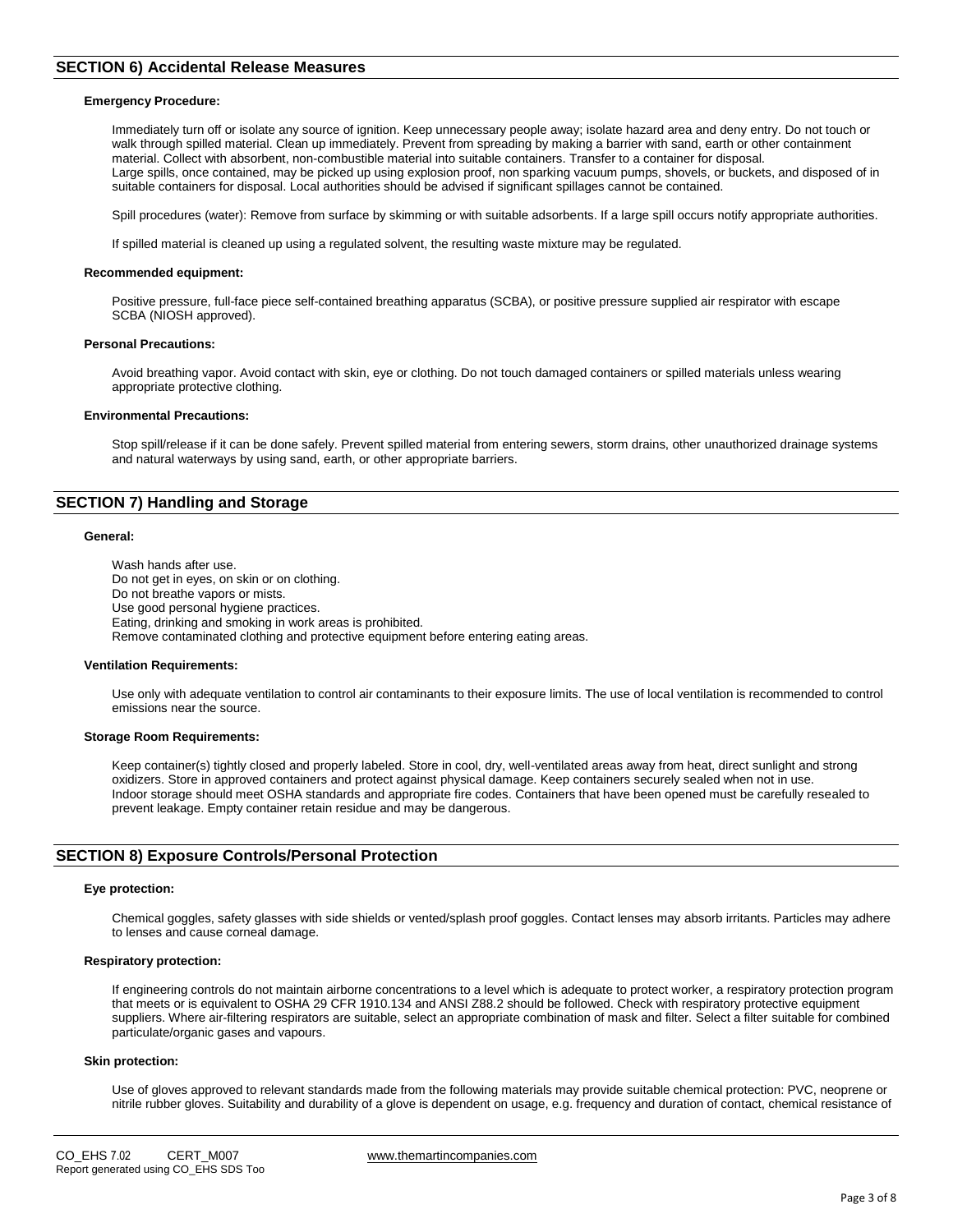## SECTION 6) Accidental Release Measures

**Emergency Procedure:**

Immediately turn off or isolate any source of ignition. Keep unnecessary people away; isolate hazard area and deny entry. Do not touch or walk through spilled material. Clean up immediately. Prevent from spreading by making a barrier with sand, earth or other containment material. Collect with absorbent, non-combustible material into suitable containers. Transfer to a container for disposal.
Large spills, once contained, may be picked up using explosion proof, non sparking vacuum pumps, shovels, or buckets, and disposed of in suitable containers for disposal. Local authorities should be advised if significant spillages cannot be contained.

Spill procedures (water): Remove from surface by skimming or with suitable adsorbents. If a large spill occurs notify appropriate authorities.

If spilled material is cleaned up using a regulated solvent, the resulting waste mixture may be regulated.

**Recommended equipment:**

Positive pressure, full-face piece self-contained breathing apparatus (SCBA), or positive pressure supplied air respirator with escape SCBA (NIOSH approved).

**Personal Precautions:**

Avoid breathing vapor. Avoid contact with skin, eye or clothing. Do not touch damaged containers or spilled materials unless wearing appropriate protective clothing.

**Environmental Precautions:**

Stop spill/release if it can be done safely. Prevent spilled material from entering sewers, storm drains, other unauthorized drainage systems and natural waterways by using sand, earth, or other appropriate barriers.

## SECTION 7) Handling and Storage

**General:**

Wash hands after use.
Do not get in eyes, on skin or on clothing.
Do not breathe vapors or mists.
Use good personal hygiene practices.
Eating, drinking and smoking in work areas is prohibited.
Remove contaminated clothing and protective equipment before entering eating areas.

**Ventilation Requirements:**

Use only with adequate ventilation to control air contaminants to their exposure limits. The use of local ventilation is recommended to control emissions near the source.

**Storage Room Requirements:**

Keep container(s) tightly closed and properly labeled. Store in cool, dry, well-ventilated areas away from heat, direct sunlight and strong oxidizers. Store in approved containers and protect against physical damage. Keep containers securely sealed when not in use.
Indoor storage should meet OSHA standards and appropriate fire codes. Containers that have been opened must be carefully resealed to prevent leakage. Empty container retain residue and may be dangerous.

## SECTION 8) Exposure Controls/Personal Protection

**Eye protection:**

Chemical goggles, safety glasses with side shields or vented/splash proof goggles. Contact lenses may absorb irritants. Particles may adhere to lenses and cause corneal damage.

**Respiratory protection:**

If engineering controls do not maintain airborne concentrations to a level which is adequate to protect worker, a respiratory protection program that meets or is equivalent to OSHA 29 CFR 1910.134 and ANSI Z88.2 should be followed. Check with respiratory protective equipment suppliers. Where air-filtering respirators are suitable, select an appropriate combination of mask and filter. Select a filter suitable for combined particulate/organic gases and vapours.

**Skin protection:**

Use of gloves approved to relevant standards made from the following materials may provide suitable chemical protection: PVC, neoprene or nitrile rubber gloves. Suitability and durability of a glove is dependent on usage, e.g. frequency and duration of contact, chemical resistance of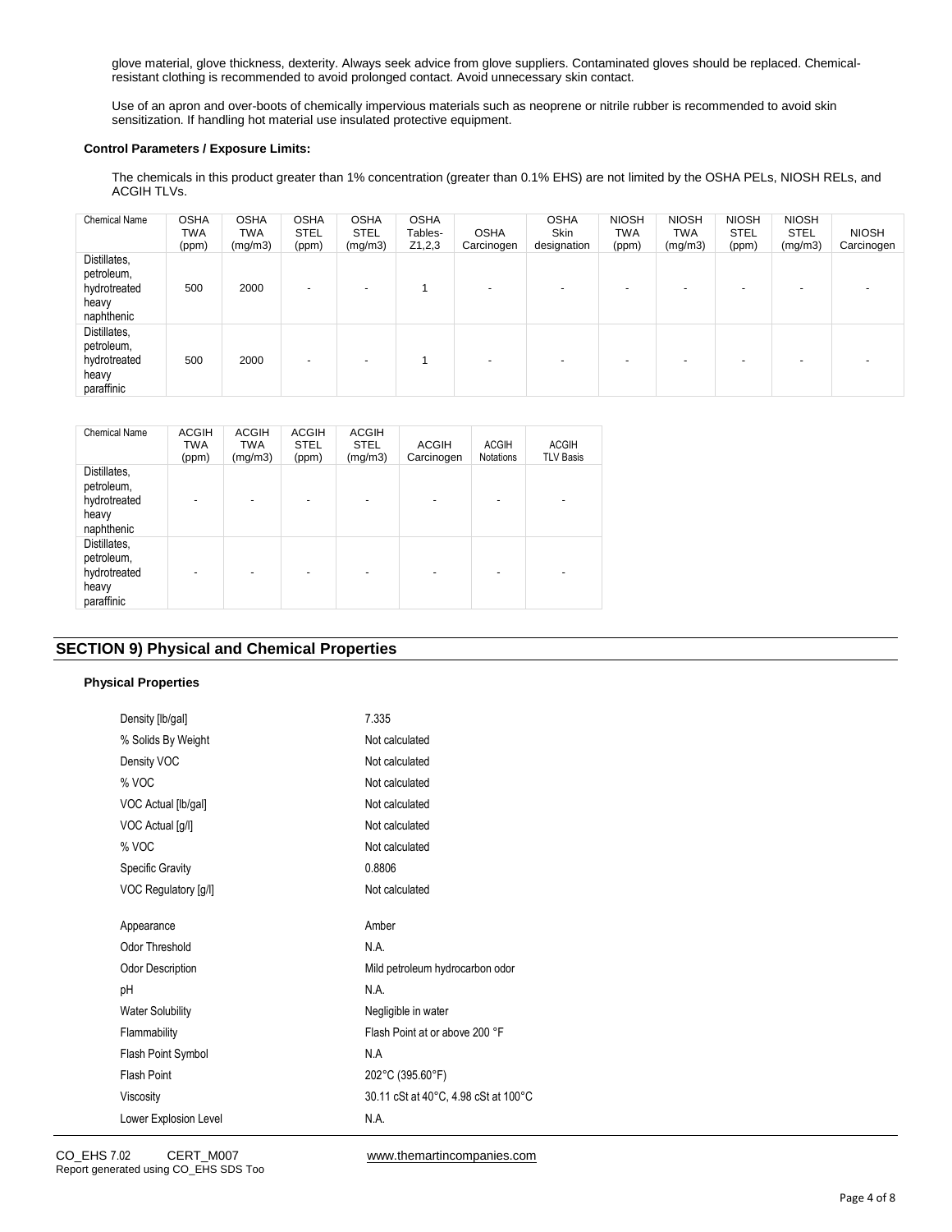glove material, glove thickness, dexterity. Always seek advice from glove suppliers. Contaminated gloves should be replaced. Chemical-resistant clothing is recommended to avoid prolonged contact. Avoid unnecessary skin contact.

Use of an apron and over-boots of chemically impervious materials such as neoprene or nitrile rubber is recommended to avoid skin sensitization. If handling hot material use insulated protective equipment.

**Control Parameters / Exposure Limits:**

The chemicals in this product greater than 1% concentration (greater than 0.1% EHS) are not limited by the OSHA PELs, NIOSH RELs, and ACGIH TLVs.

| Chemical Name | OSHA TWA (ppm) | OSHA TWA (mg/m3) | OSHA STEL (ppm) | OSHA STEL (mg/m3) | OSHA Tables- Z1,2,3 | OSHA Carcinogen | OSHA Skin designation | NIOSH TWA (ppm) | NIOSH TWA (mg/m3) | NIOSH STEL (ppm) | NIOSH STEL (mg/m3) | NIOSH Carcinogen |
|---|---|---|---|---|---|---|---|---|---|---|---|---|
| Distillates, petroleum, hydrotreated heavy naphthenic | 500 | 2000 | - | - | 1 | - | - | - | - | - | - | - |
| Distillates, petroleum, hydrotreated heavy paraffinic | 500 | 2000 | - | - | 1 | - | - | - | - | - | - | - |

| Chemical Name | ACGIH TWA (ppm) | ACGIH TWA (mg/m3) | ACGIH STEL (ppm) | ACGIH STEL (mg/m3) | ACGIH Carcinogen | ACGIH Notations | ACGIH TLV Basis |
|---|---|---|---|---|---|---|---|
| Distillates, petroleum, hydrotreated heavy naphthenic | - | - | - | - | - | - | - |
| Distillates, petroleum, hydrotreated heavy paraffinic | - | - | - | - | - | - | - |

## SECTION 9) Physical and Chemical Properties

**Physical Properties**

| | |
|---|---|
| Density [lb/gal] | 7.335 |
| % Solids By Weight | Not calculated |
| Density VOC | Not calculated |
| % VOC | Not calculated |
| VOC Actual [lb/gal] | Not calculated |
| VOC Actual [g/l] | Not calculated |
| % VOC | Not calculated |
| Specific Gravity | 0.8806 |
| VOC Regulatory [g/l] | Not calculated |
| Appearance | Amber |
| Odor Threshold | N.A. |
| Odor Description | Mild petroleum hydrocarbon odor |
| pH | N.A. |
| Water Solubility | Negligible in water |
| Flammability | Flash Point at or above 200 °F |
| Flash Point Symbol | N.A |
| Flash Point | 202°C (395.60°F) |
| Viscosity | 30.11 cSt at 40°C, 4.98 cSt at 100°C |
| Lower Explosion Level | N.A. |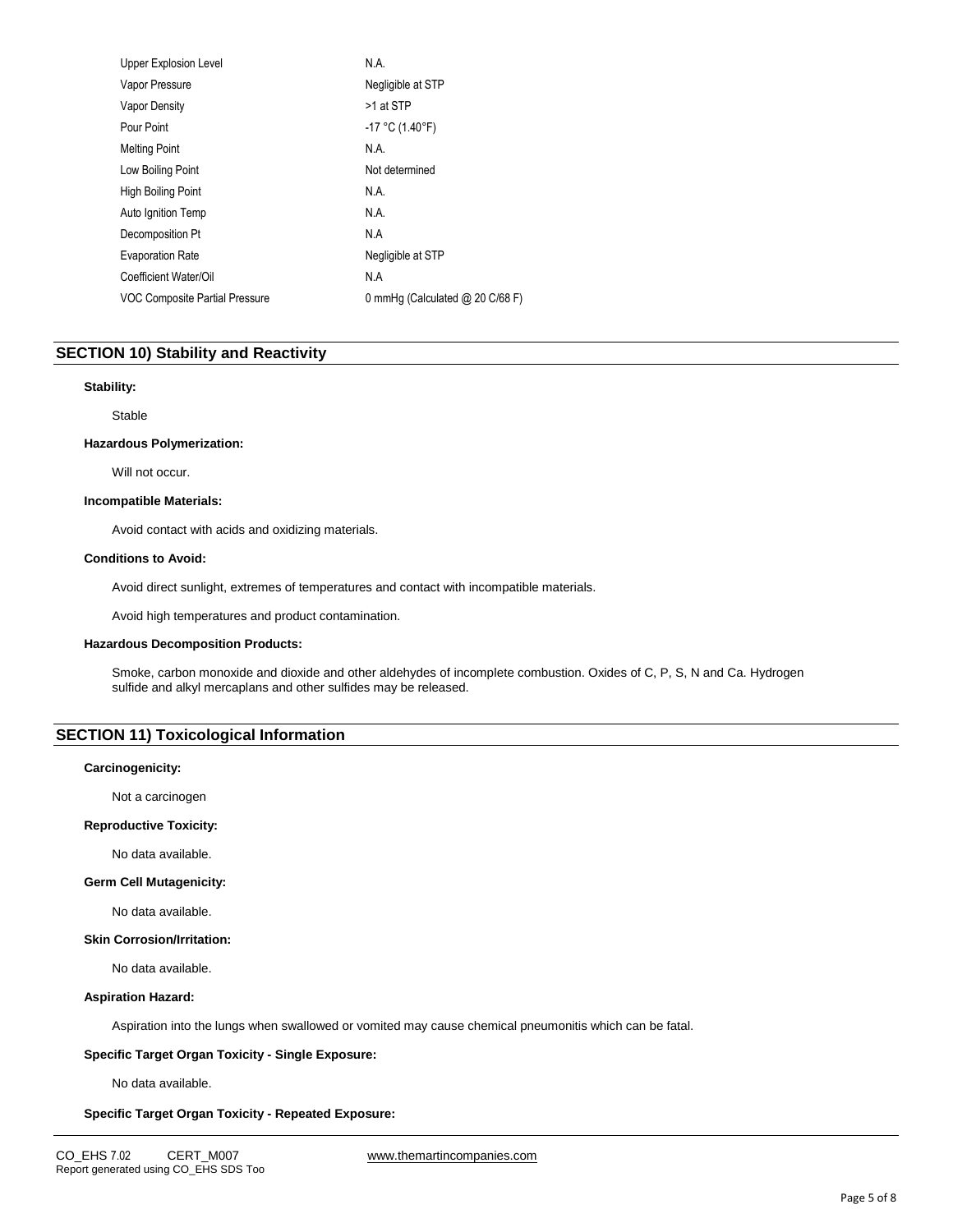| | |
|---|---|
| Upper Explosion Level | N.A. |
| Vapor Pressure | Negligible at STP |
| Vapor Density | >1 at STP |
| Pour Point | -17 °C (1.40°F) |
| Melting Point | N.A. |
| Low Boiling Point | Not determined |
| High Boiling Point | N.A. |
| Auto Ignition Temp | N.A. |
| Decomposition Pt | N.A |
| Evaporation Rate | Negligible at STP |
| Coefficient Water/Oil | N.A |
| VOC Composite Partial Pressure | 0 mmHg (Calculated @ 20 C/68 F) |

## SECTION 10) Stability and Reactivity

**Stability:**

Stable

**Hazardous Polymerization:**

Will not occur.

**Incompatible Materials:**

Avoid contact with acids and oxidizing materials.

**Conditions to Avoid:**

Avoid direct sunlight, extremes of temperatures and contact with incompatible materials.

Avoid high temperatures and product contamination.

**Hazardous Decomposition Products:**

Smoke, carbon monoxide and dioxide and other aldehydes of incomplete combustion. Oxides of C, P, S, N and Ca. Hydrogen sulfide and alkyl mercaplans and other sulfides may be released.

## SECTION 11) Toxicological Information

**Carcinogenicity:**

Not a carcinogen

**Reproductive Toxicity:**

No data available.

**Germ Cell Mutagenicity:**

No data available.

**Skin Corrosion/Irritation:**

No data available.

**Aspiration Hazard:**

Aspiration into the lungs when swallowed or vomited may cause chemical pneumonitis which can be fatal.

**Specific Target Organ Toxicity - Single Exposure:**

No data available.

**Specific Target Organ Toxicity - Repeated Exposure:**

CO_EHS 7.02 CERT_M007 www.themartincompanies.com
Report generated using CO_EHS SDS Too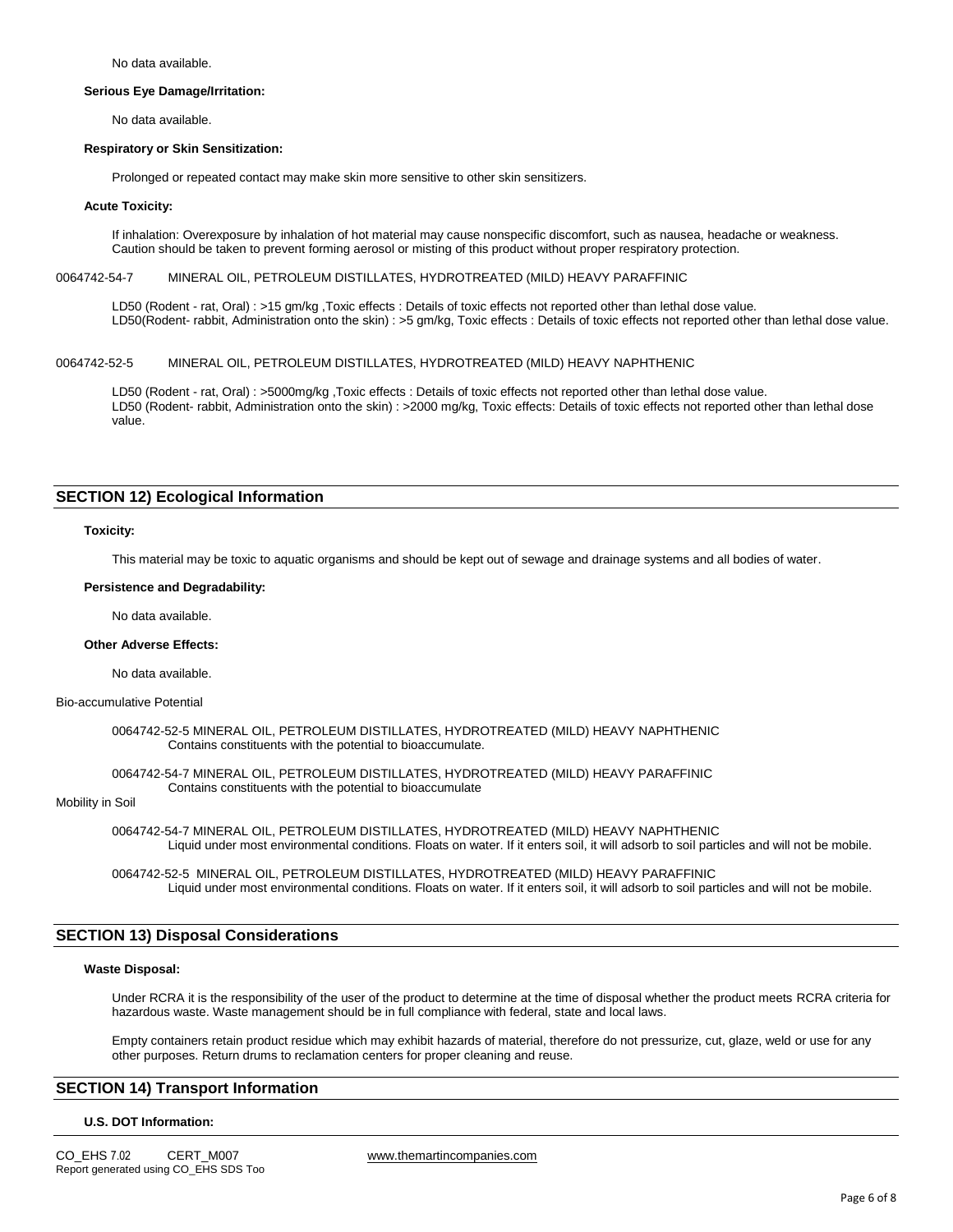No data available.

**Serious Eye Damage/Irritation:**

No data available.

**Respiratory or Skin Sensitization:**

Prolonged or repeated contact may make skin more sensitive to other skin sensitizers.

**Acute Toxicity:**

If inhalation: Overexposure by inhalation of hot material may cause nonspecific discomfort, such as nausea, headache or weakness. Caution should be taken to prevent forming aerosol or misting of this product without proper respiratory protection.

0064742-54-7 MINERAL OIL, PETROLEUM DISTILLATES, HYDROTREATED (MILD) HEAVY PARAFFINIC

LD50 (Rodent - rat, Oral) : >15 gm/kg ,Toxic effects : Details of toxic effects not reported other than lethal dose value.
LD50(Rodent- rabbit, Administration onto the skin) : >5 gm/kg, Toxic effects : Details of toxic effects not reported other than lethal dose value.

0064742-52-5 MINERAL OIL, PETROLEUM DISTILLATES, HYDROTREATED (MILD) HEAVY NAPHTHENIC

LD50 (Rodent - rat, Oral) : >5000mg/kg ,Toxic effects : Details of toxic effects not reported other than lethal dose value.
LD50 (Rodent- rabbit, Administration onto the skin) : >2000 mg/kg, Toxic effects: Details of toxic effects not reported other than lethal dose value.

## SECTION 12) Ecological Information

**Toxicity:**

This material may be toxic to aquatic organisms and should be kept out of sewage and drainage systems and all bodies of water.

**Persistence and Degradability:**

No data available.

**Other Adverse Effects:**

No data available.

Bio-accumulative Potential

0064742-52-5 MINERAL OIL, PETROLEUM DISTILLATES, HYDROTREATED (MILD) HEAVY NAPHTHENIC
Contains constituents with the potential to bioaccumulate.

0064742-54-7 MINERAL OIL, PETROLEUM DISTILLATES, HYDROTREATED (MILD) HEAVY PARAFFINIC
Contains constituents with the potential to bioaccumulate

Mobility in Soil

0064742-54-7 MINERAL OIL, PETROLEUM DISTILLATES, HYDROTREATED (MILD) HEAVY NAPHTHENIC
Liquid under most environmental conditions. Floats on water. If it enters soil, it will adsorb to soil particles and will not be mobile.

0064742-52-5 MINERAL OIL, PETROLEUM DISTILLATES, HYDROTREATED (MILD) HEAVY PARAFFINIC
Liquid under most environmental conditions. Floats on water. If it enters soil, it will adsorb to soil particles and will not be mobile.

## SECTION 13) Disposal Considerations

**Waste Disposal:**

Under RCRA it is the responsibility of the user of the product to determine at the time of disposal whether the product meets RCRA criteria for hazardous waste. Waste management should be in full compliance with federal, state and local laws.

Empty containers retain product residue which may exhibit hazards of material, therefore do not pressurize, cut, glaze, weld or use for any other purposes. Return drums to reclamation centers for proper cleaning and reuse.

## SECTION 14) Transport Information

**U.S. DOT Information:**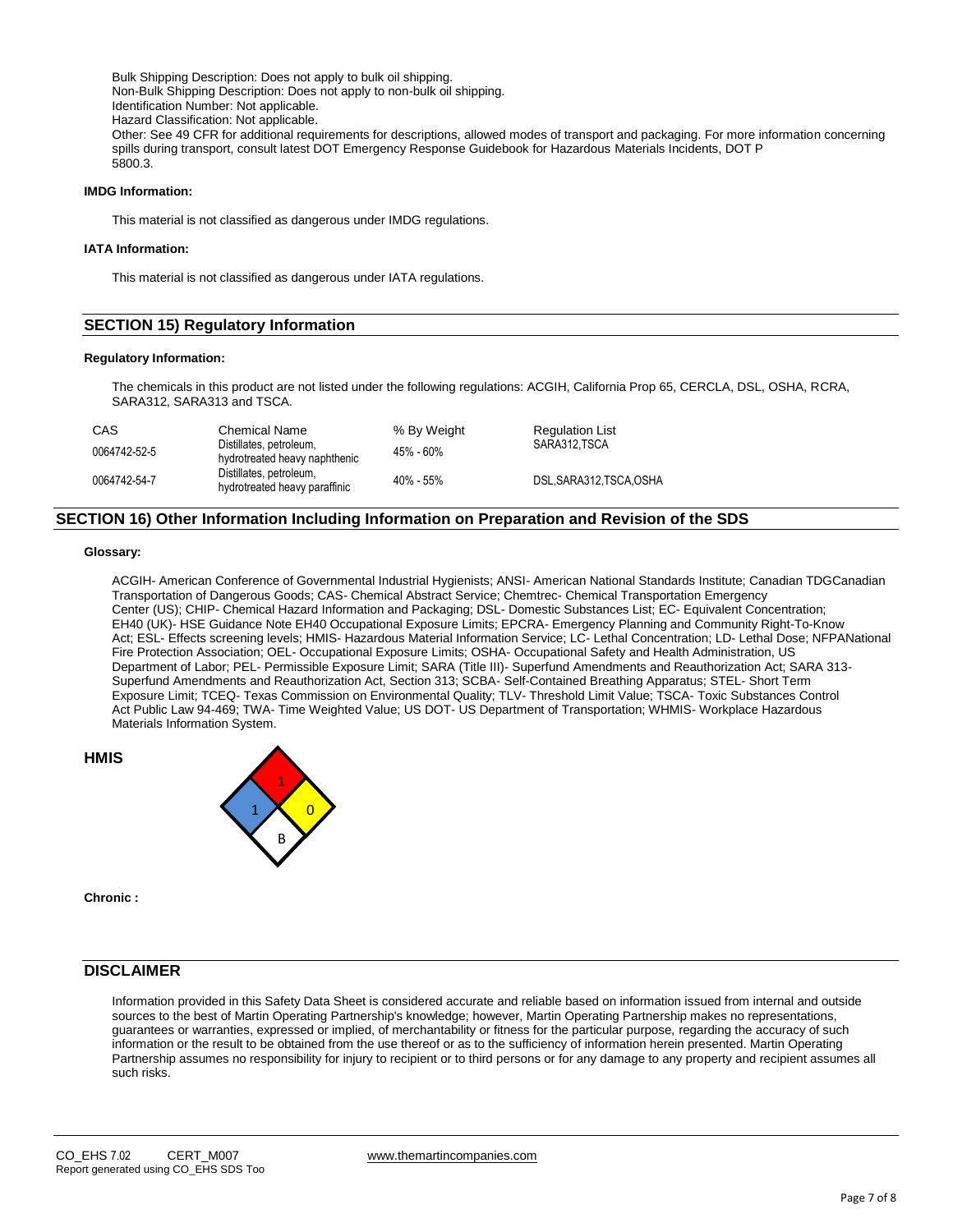Bulk Shipping Description: Does not apply to bulk oil shipping.
Non-Bulk Shipping Description: Does not apply to non-bulk oil shipping.
Identification Number: Not applicable.
Hazard Classification: Not applicable.
Other: See 49 CFR for additional requirements for descriptions, allowed modes of transport and packaging. For more information concerning spills during transport, consult latest DOT Emergency Response Guidebook for Hazardous Materials Incidents, DOT P 5800.3.

**IMDG Information:**

This material is not classified as dangerous under IMDG regulations.

**IATA Information:**

This material is not classified as dangerous under IATA regulations.

## SECTION 15) Regulatory Information

**Regulatory Information:**

The chemicals in this product are not listed under the following regulations: ACGIH, California Prop 65, CERCLA, DSL, OSHA, RCRA, SARA312, SARA313 and TSCA.

| CAS | Chemical Name | % By Weight | Regulation List |
|---|---|---|---|
| 0064742-52-5 | Distillates, petroleum, hydrotreated heavy naphthenic | 45% - 60% | SARA312,TSCA |
| 0064742-54-7 | Distillates, petroleum, hydrotreated heavy paraffinic | 40% - 55% | DSL,SARA312,TSCA,OSHA |

## SECTION 16) Other Information Including Information on Preparation and Revision of the SDS

**Glossary:**

ACGIH- American Conference of Governmental Industrial Hygienists; ANSI- American National Standards Institute; Canadian TDGCanadian Transportation of Dangerous Goods; CAS- Chemical Abstract Service; Chemtrec- Chemical Transportation Emergency Center (US); CHIP- Chemical Hazard Information and Packaging; DSL- Domestic Substances List; EC- Equivalent Concentration; EH40 (UK)- HSE Guidance Note EH40 Occupational Exposure Limits; EPCRA- Emergency Planning and Community Right-To-Know Act; ESL- Effects screening levels; HMIS- Hazardous Material Information Service; LC- Lethal Concentration; LD- Lethal Dose; NFPANational Fire Protection Association; OEL- Occupational Exposure Limits; OSHA- Occupational Safety and Health Administration, US Department of Labor; PEL- Permissible Exposure Limit; SARA (Title III)- Superfund Amendments and Reauthorization Act; SARA 313- Superfund Amendments and Reauthorization Act, Section 313; SCBA- Self-Contained Breathing Apparatus; STEL- Short Term Exposure Limit; TCEQ- Texas Commission on Environmental Quality; TLV- Threshold Limit Value; TSCA- Toxic Substances Control Act Public Law 94-469; TWA- Time Weighted Value; US DOT- US Department of Transportation; WHMIS- Workplace Hazardous Materials Information System.

**HMIS**

Health: 1; Flammability: 1; Reactivity: 0; Special: B

**Chronic :**

## DISCLAIMER

Information provided in this Safety Data Sheet is considered accurate and reliable based on information issued from internal and outside sources to the best of Martin Operating Partnership's knowledge; however, Martin Operating Partnership makes no representations, guarantees or warranties, expressed or implied, of merchantability or fitness for the particular purpose, regarding the accuracy of such information or the result to be obtained from the use thereof or as to the sufficiency of information herein presented. Martin Operating Partnership assumes no responsibility for injury to recipient or to third persons or for any damage to any property and recipient assumes all such risks.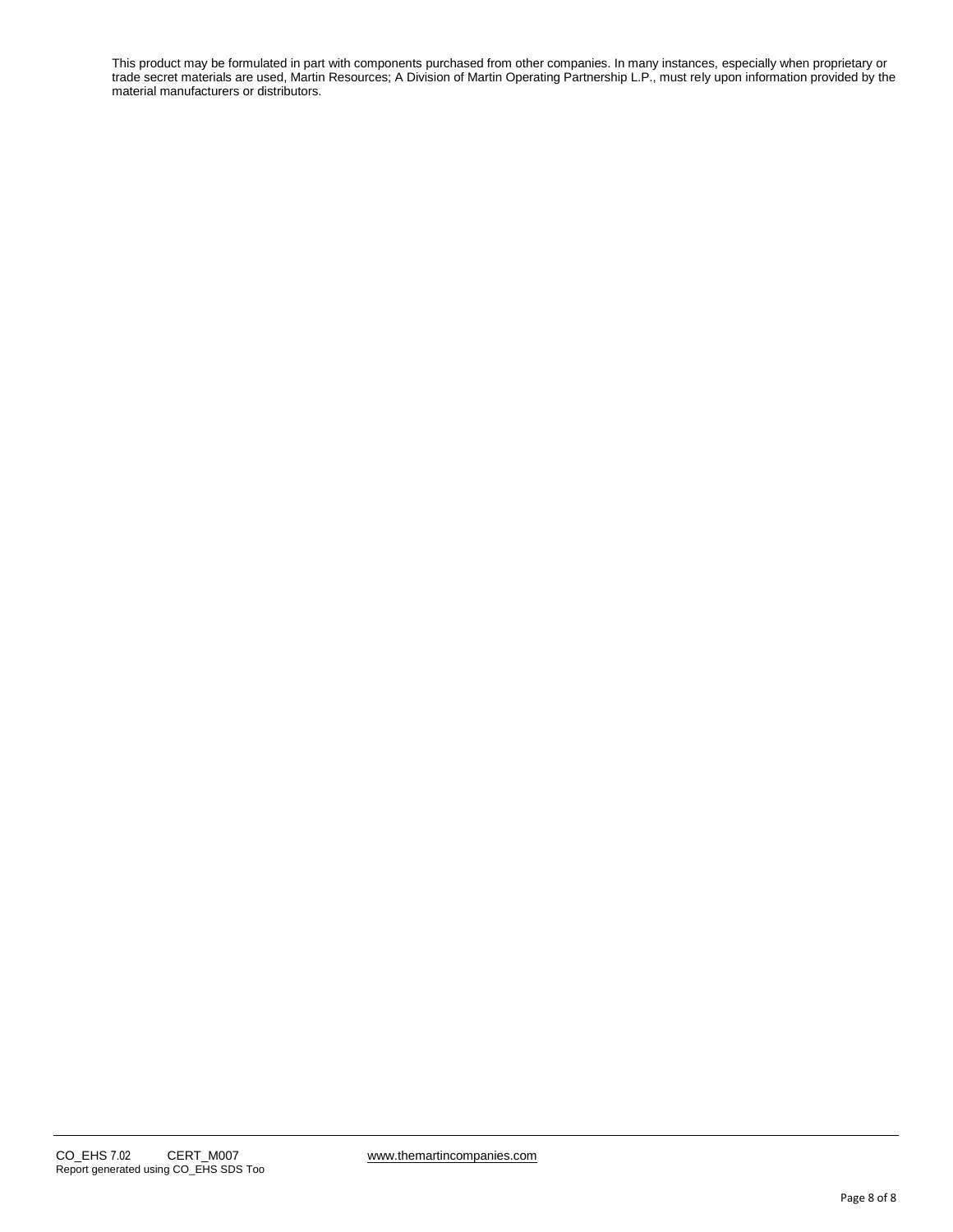This product may be formulated in part with components purchased from other companies. In many instances, especially when proprietary or trade secret materials are used, Martin Resources; A Division of Martin Operating Partnership L.P., must rely upon information provided by the material manufacturers or distributors.